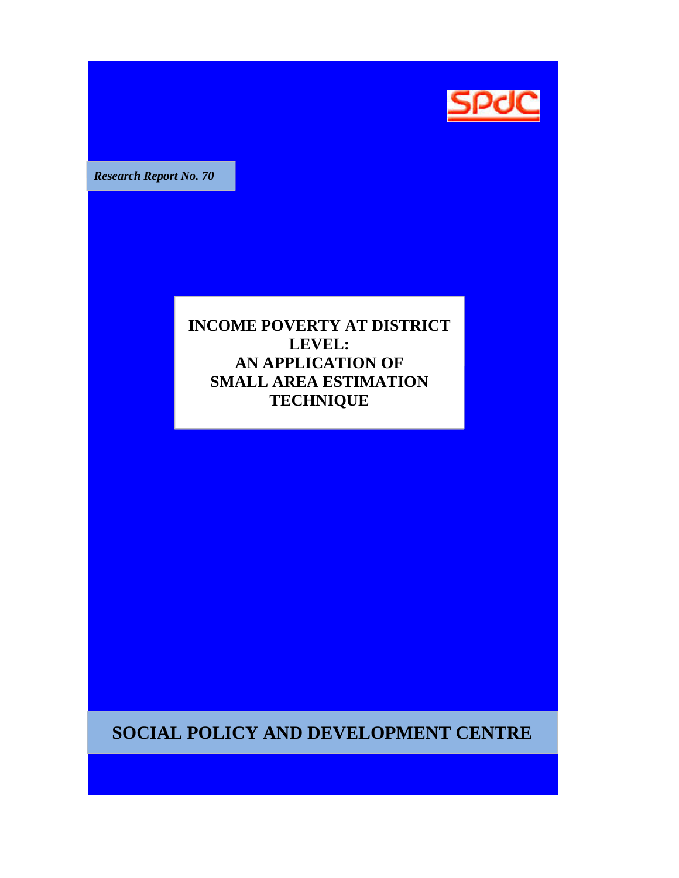SPDC

*Research Report No. 70*

# INCOME POVERTY AT DISTRICT LEVEL: AN APPLICATION OF SMALL AREA ESTIMATION TECHNIQUE

## SOCIAL POLICY AND DEVELOPMENT CENTRE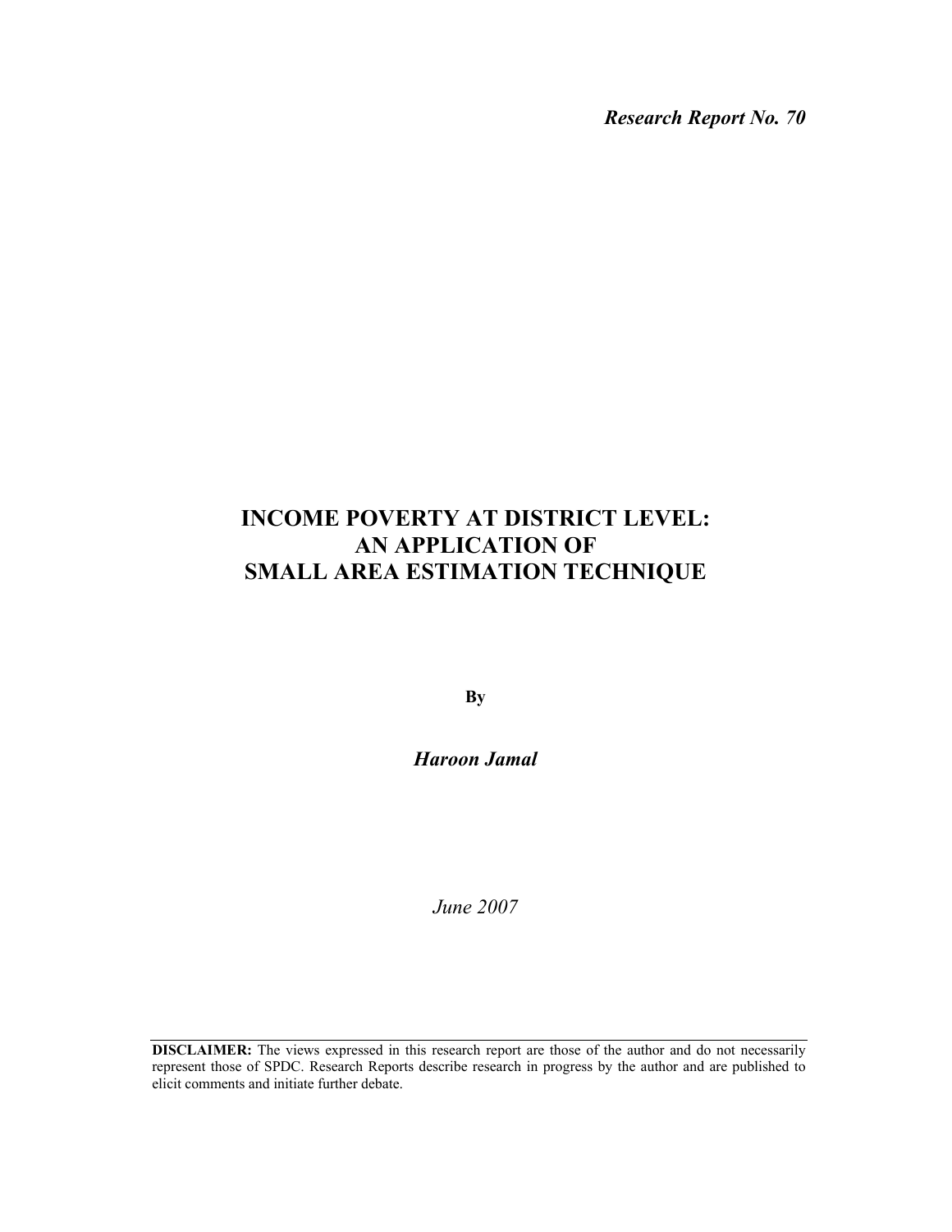*Research Report No. 70*

# INCOME POVERTY AT DISTRICT LEVEL: AN APPLICATION OF SMALL AREA ESTIMATION TECHNIQUE

**By**

***Haroon Jamal***

*June 2007*

**DISCLAIMER:** The views expressed in this research report are those of the author and do not necessarily represent those of SPDC. Research Reports describe research in progress by the author and are published to elicit comments and initiate further debate.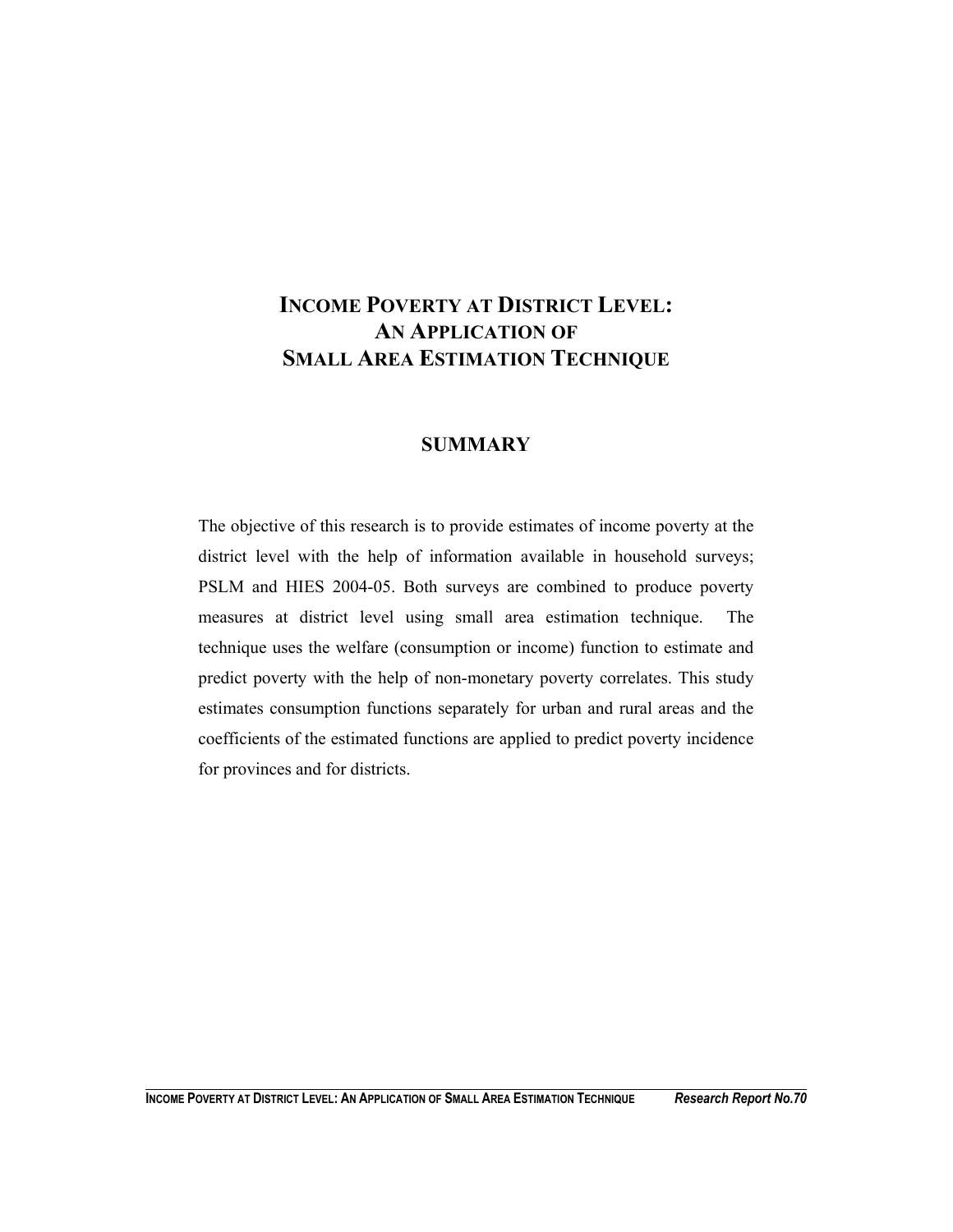# INCOME POVERTY AT DISTRICT LEVEL: AN APPLICATION OF SMALL AREA ESTIMATION TECHNIQUE

## SUMMARY

The objective of this research is to provide estimates of income poverty at the district level with the help of information available in household surveys; PSLM and HIES 2004-05. Both surveys are combined to produce poverty measures at district level using small area estimation technique. The technique uses the welfare (consumption or income) function to estimate and predict poverty with the help of non-monetary poverty correlates. This study estimates consumption functions separately for urban and rural areas and the coefficients of the estimated functions are applied to predict poverty incidence for provinces and for districts.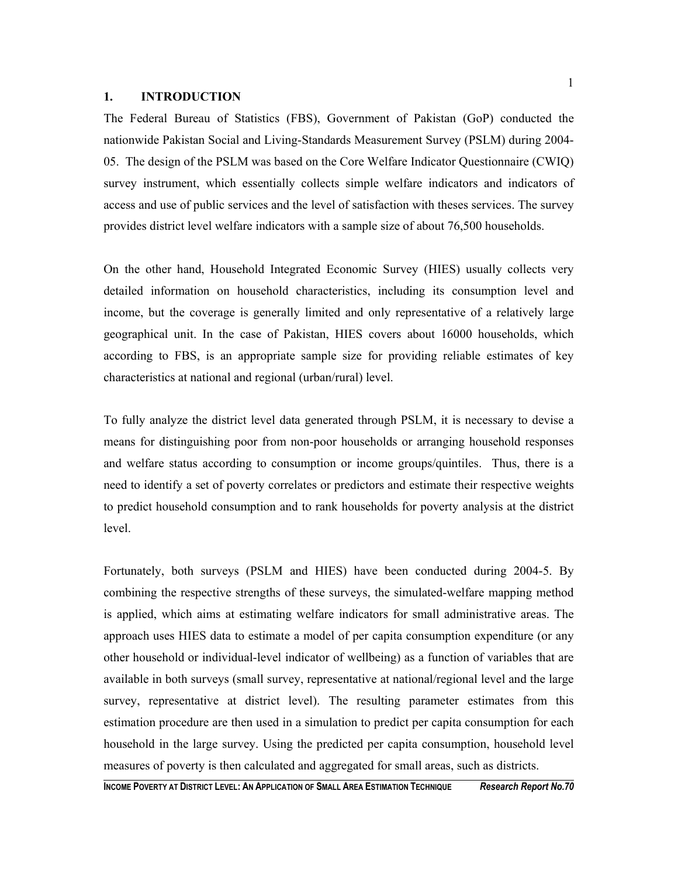# 1. INTRODUCTION

The Federal Bureau of Statistics (FBS), Government of Pakistan (GoP) conducted the nationwide Pakistan Social and Living-Standards Measurement Survey (PSLM) during 2004-05. The design of the PSLM was based on the Core Welfare Indicator Questionnaire (CWIQ) survey instrument, which essentially collects simple welfare indicators and indicators of access and use of public services and the level of satisfaction with theses services. The survey provides district level welfare indicators with a sample size of about 76,500 households.

On the other hand, Household Integrated Economic Survey (HIES) usually collects very detailed information on household characteristics, including its consumption level and income, but the coverage is generally limited and only representative of a relatively large geographical unit. In the case of Pakistan, HIES covers about 16000 households, which according to FBS, is an appropriate sample size for providing reliable estimates of key characteristics at national and regional (urban/rural) level.

To fully analyze the district level data generated through PSLM, it is necessary to devise a means for distinguishing poor from non-poor households or arranging household responses and welfare status according to consumption or income groups/quintiles. Thus, there is a need to identify a set of poverty correlates or predictors and estimate their respective weights to predict household consumption and to rank households for poverty analysis at the district level.

Fortunately, both surveys (PSLM and HIES) have been conducted during 2004-5. By combining the respective strengths of these surveys, the simulated-welfare mapping method is applied, which aims at estimating welfare indicators for small administrative areas. The approach uses HIES data to estimate a model of per capita consumption expenditure (or any other household or individual-level indicator of wellbeing) as a function of variables that are available in both surveys (small survey, representative at national/regional level and the large survey, representative at district level). The resulting parameter estimates from this estimation procedure are then used in a simulation to predict per capita consumption for each household in the large survey. Using the predicted per capita consumption, household level measures of poverty is then calculated and aggregated for small areas, such as districts.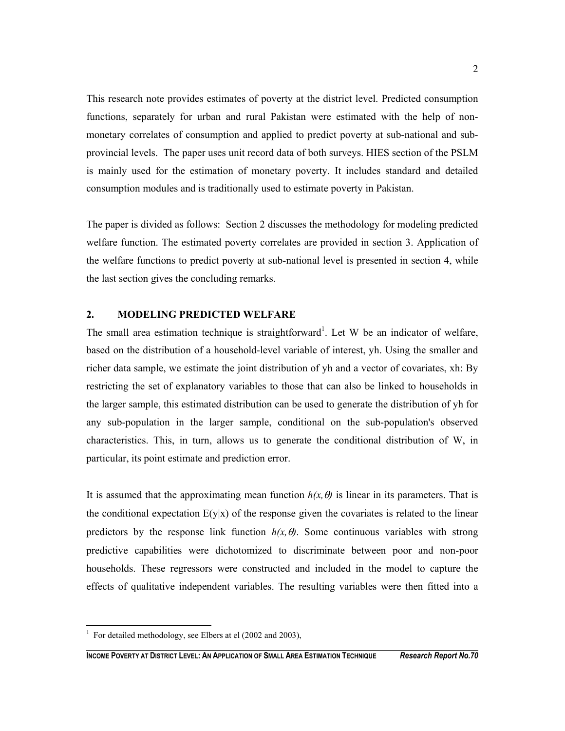This research note provides estimates of poverty at the district level. Predicted consumption functions, separately for urban and rural Pakistan were estimated with the help of non-monetary correlates of consumption and applied to predict poverty at sub-national and sub-provincial levels. The paper uses unit record data of both surveys. HIES section of the PSLM is mainly used for the estimation of monetary poverty. It includes standard and detailed consumption modules and is traditionally used to estimate poverty in Pakistan.

The paper is divided as follows: Section 2 discusses the methodology for modeling predicted welfare function. The estimated poverty correlates are provided in section 3. Application of the welfare functions to predict poverty at sub-national level is presented in section 4, while the last section gives the concluding remarks.

## 2. MODELING PREDICTED WELFARE

The small area estimation technique is straightforward[1]. Let W be an indicator of welfare, based on the distribution of a household-level variable of interest, yh. Using the smaller and richer data sample, we estimate the joint distribution of yh and a vector of covariates, xh: By restricting the set of explanatory variables to those that can also be linked to households in the larger sample, this estimated distribution can be used to generate the distribution of yh for any sub-population in the larger sample, conditional on the sub-population's observed characteristics. This, in turn, allows us to generate the conditional distribution of W, in particular, its point estimate and prediction error.

It is assumed that the approximating mean function $h(x,\theta)$ is linear in its parameters. That is the conditional expectation $E(y|x)$ of the response given the covariates is related to the linear predictors by the response link function $h(x,\theta)$. Some continuous variables with strong predictive capabilities were dichotomized to discriminate between poor and non-poor households. These regressors were constructed and included in the model to capture the effects of qualitative independent variables. The resulting variables were then fitted into a

[1] For detailed methodology, see Elbers at el (2002 and 2003),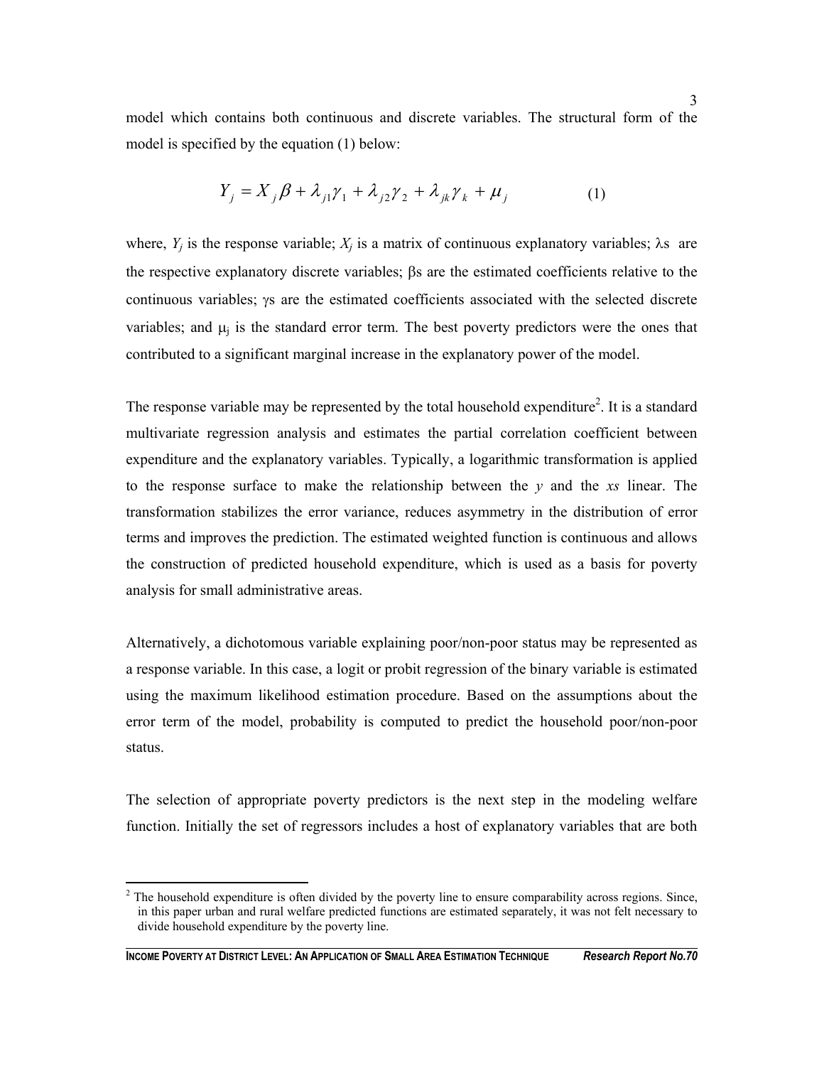model which contains both continuous and discrete variables. The structural form of the model is specified by the equation (1) below:

$$Y_j = X_j\beta + \lambda_{j1}\gamma_1 + \lambda_{j2}\gamma_2 + \lambda_{jk}\gamma_k + \mu_j \qquad (1)$$

where, $Y_j$ is the response variable; $X_j$ is a matrix of continuous explanatory variables; $\lambda$s are the respective explanatory discrete variables; $\beta$s are the estimated coefficients relative to the continuous variables; $\gamma$s are the estimated coefficients associated with the selected discrete variables; and $\mu_j$ is the standard error term. The best poverty predictors were the ones that contributed to a significant marginal increase in the explanatory power of the model.

The response variable may be represented by the total household expenditure[2]. It is a standard multivariate regression analysis and estimates the partial correlation coefficient between expenditure and the explanatory variables. Typically, a logarithmic transformation is applied to the response surface to make the relationship between the *y* and the *xs* linear. The transformation stabilizes the error variance, reduces asymmetry in the distribution of error terms and improves the prediction. The estimated weighted function is continuous and allows the construction of predicted household expenditure, which is used as a basis for poverty analysis for small administrative areas.

Alternatively, a dichotomous variable explaining poor/non-poor status may be represented as a response variable. In this case, a logit or probit regression of the binary variable is estimated using the maximum likelihood estimation procedure. Based on the assumptions about the error term of the model, probability is computed to predict the household poor/non-poor status.

The selection of appropriate poverty predictors is the next step in the modeling welfare function. Initially the set of regressors includes a host of explanatory variables that are both

---

[2] The household expenditure is often divided by the poverty line to ensure comparability across regions. Since, in this paper urban and rural welfare predicted functions are estimated separately, it was not felt necessary to divide household expenditure by the poverty line.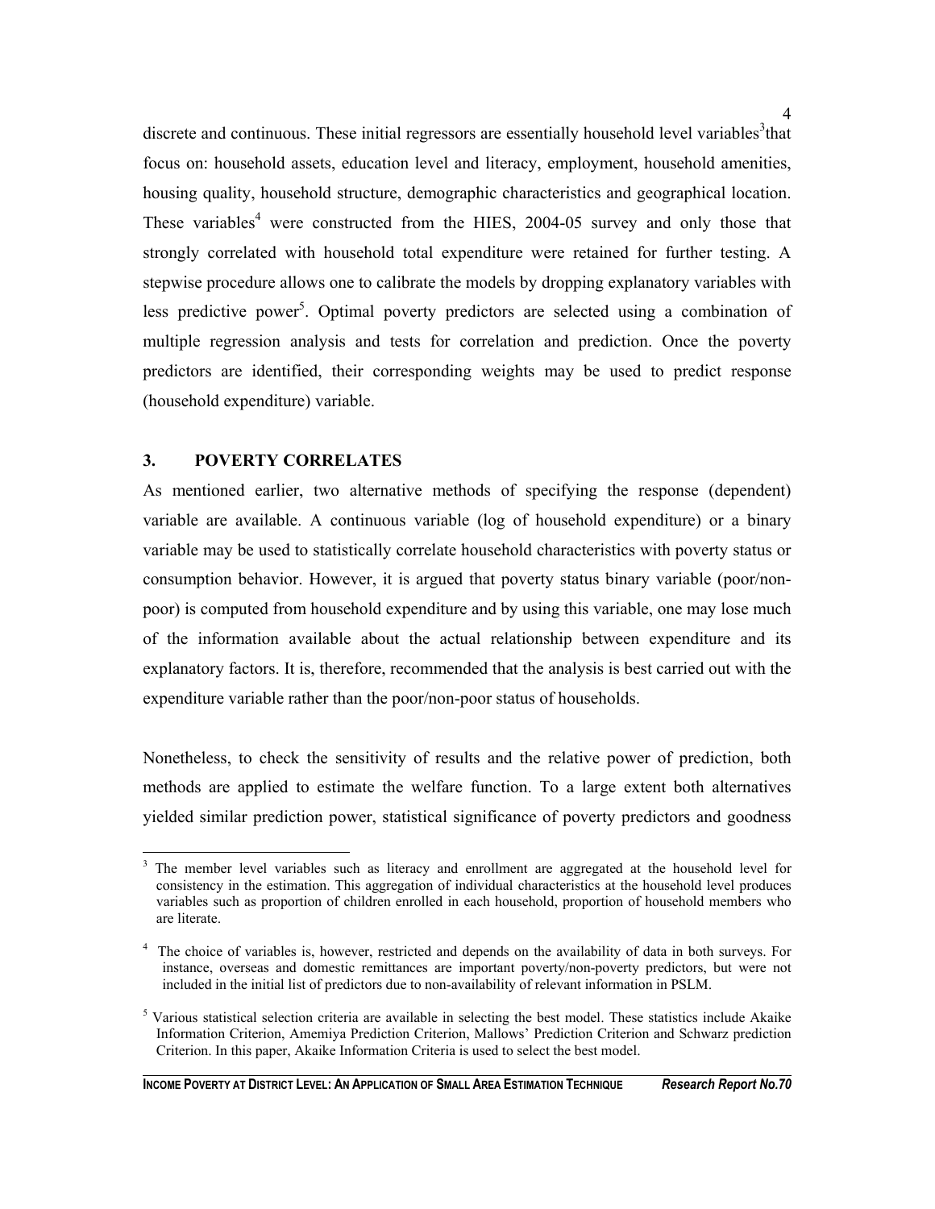discrete and continuous. These initial regressors are essentially household level variables[3] that focus on: household assets, education level and literacy, employment, household amenities, housing quality, household structure, demographic characteristics and geographical location. These variables[4] were constructed from the HIES, 2004-05 survey and only those that strongly correlated with household total expenditure were retained for further testing. A stepwise procedure allows one to calibrate the models by dropping explanatory variables with less predictive power[5]. Optimal poverty predictors are selected using a combination of multiple regression analysis and tests for correlation and prediction. Once the poverty predictors are identified, their corresponding weights may be used to predict response (household expenditure) variable.

## 3. POVERTY CORRELATES

As mentioned earlier, two alternative methods of specifying the response (dependent) variable are available. A continuous variable (log of household expenditure) or a binary variable may be used to statistically correlate household characteristics with poverty status or consumption behavior. However, it is argued that poverty status binary variable (poor/non-poor) is computed from household expenditure and by using this variable, one may lose much of the information available about the actual relationship between expenditure and its explanatory factors. It is, therefore, recommended that the analysis is best carried out with the expenditure variable rather than the poor/non-poor status of households.

Nonetheless, to check the sensitivity of results and the relative power of prediction, both methods are applied to estimate the welfare function. To a large extent both alternatives yielded similar prediction power, statistical significance of poverty predictors and goodness

---

[3] The member level variables such as literacy and enrollment are aggregated at the household level for consistency in the estimation. This aggregation of individual characteristics at the household level produces variables such as proportion of children enrolled in each household, proportion of household members who are literate.

[4] The choice of variables is, however, restricted and depends on the availability of data in both surveys. For instance, overseas and domestic remittances are important poverty/non-poverty predictors, but were not included in the initial list of predictors due to non-availability of relevant information in PSLM.

[5] Various statistical selection criteria are available in selecting the best model. These statistics include Akaike Information Criterion, Amemiya Prediction Criterion, Mallows' Prediction Criterion and Schwarz prediction Criterion. In this paper, Akaike Information Criteria is used to select the best model.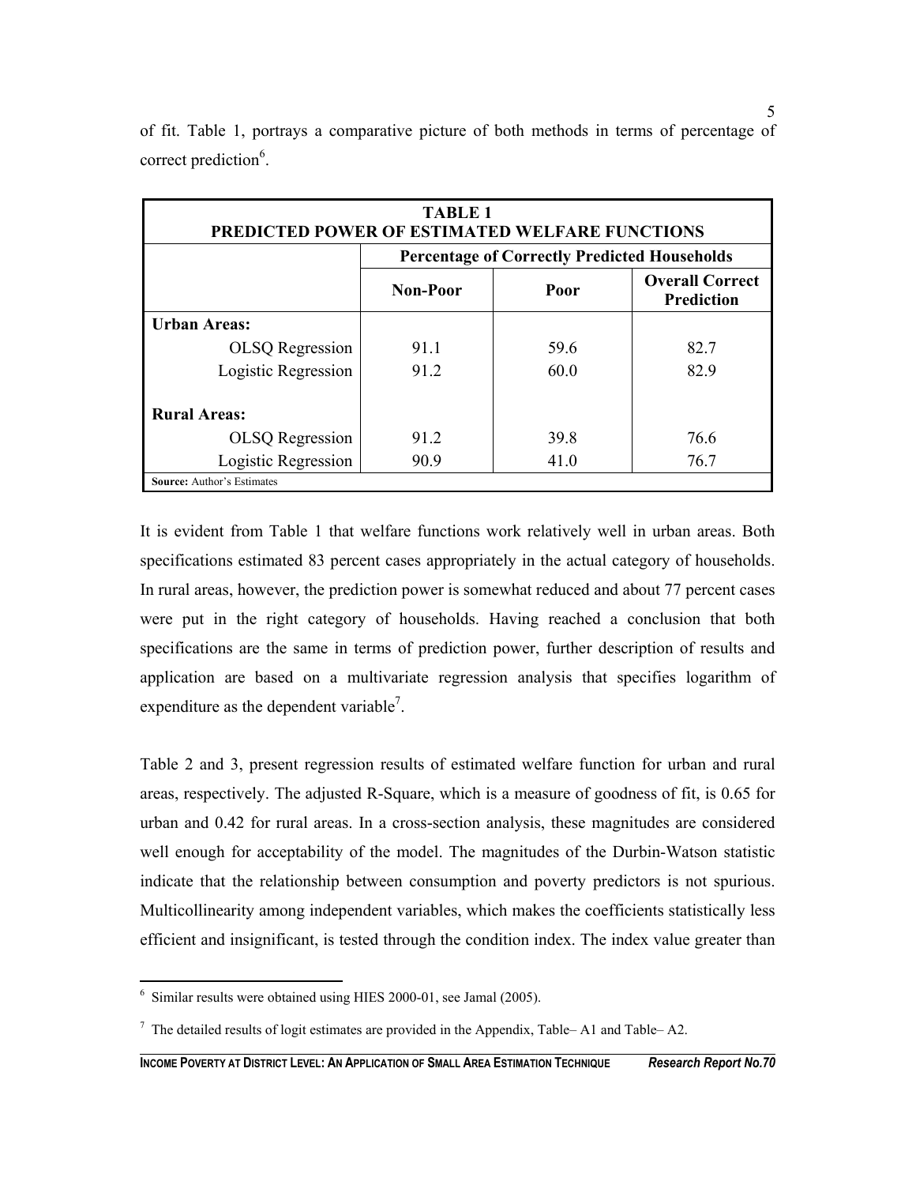of fit. Table 1, portrays a comparative picture of both methods in terms of percentage of correct prediction[6].

**TABLE 1**
**PREDICTED POWER OF ESTIMATED WELFARE FUNCTIONS**

| | Percentage of Correctly Predicted Households | | |
|---|---|---|---|
| | **Non-Poor** | **Poor** | **Overall Correct Prediction** |
| **Urban Areas:** | | | |
| OLSQ Regression | 91.1 | 59.6 | 82.7 |
| Logistic Regression | 91.2 | 60.0 | 82.9 |
| **Rural Areas:** | | | |
| OLSQ Regression | 91.2 | 39.8 | 76.6 |
| Logistic Regression | 90.9 | 41.0 | 76.7 |

**Source:** Author's Estimates

It is evident from Table 1 that welfare functions work relatively well in urban areas. Both specifications estimated 83 percent cases appropriately in the actual category of households. In rural areas, however, the prediction power is somewhat reduced and about 77 percent cases were put in the right category of households. Having reached a conclusion that both specifications are the same in terms of prediction power, further description of results and application are based on a multivariate regression analysis that specifies logarithm of expenditure as the dependent variable[7].

Table 2 and 3, present regression results of estimated welfare function for urban and rural areas, respectively. The adjusted R-Square, which is a measure of goodness of fit, is 0.65 for urban and 0.42 for rural areas. In a cross-section analysis, these magnitudes are considered well enough for acceptability of the model. The magnitudes of the Durbin-Watson statistic indicate that the relationship between consumption and poverty predictors is not spurious. Multicollinearity among independent variables, which makes the coefficients statistically less efficient and insignificant, is tested through the condition index. The index value greater than

---

[6] Similar results were obtained using HIES 2000-01, see Jamal (2005).

[7] The detailed results of logit estimates are provided in the Appendix, Table– A1 and Table– A2.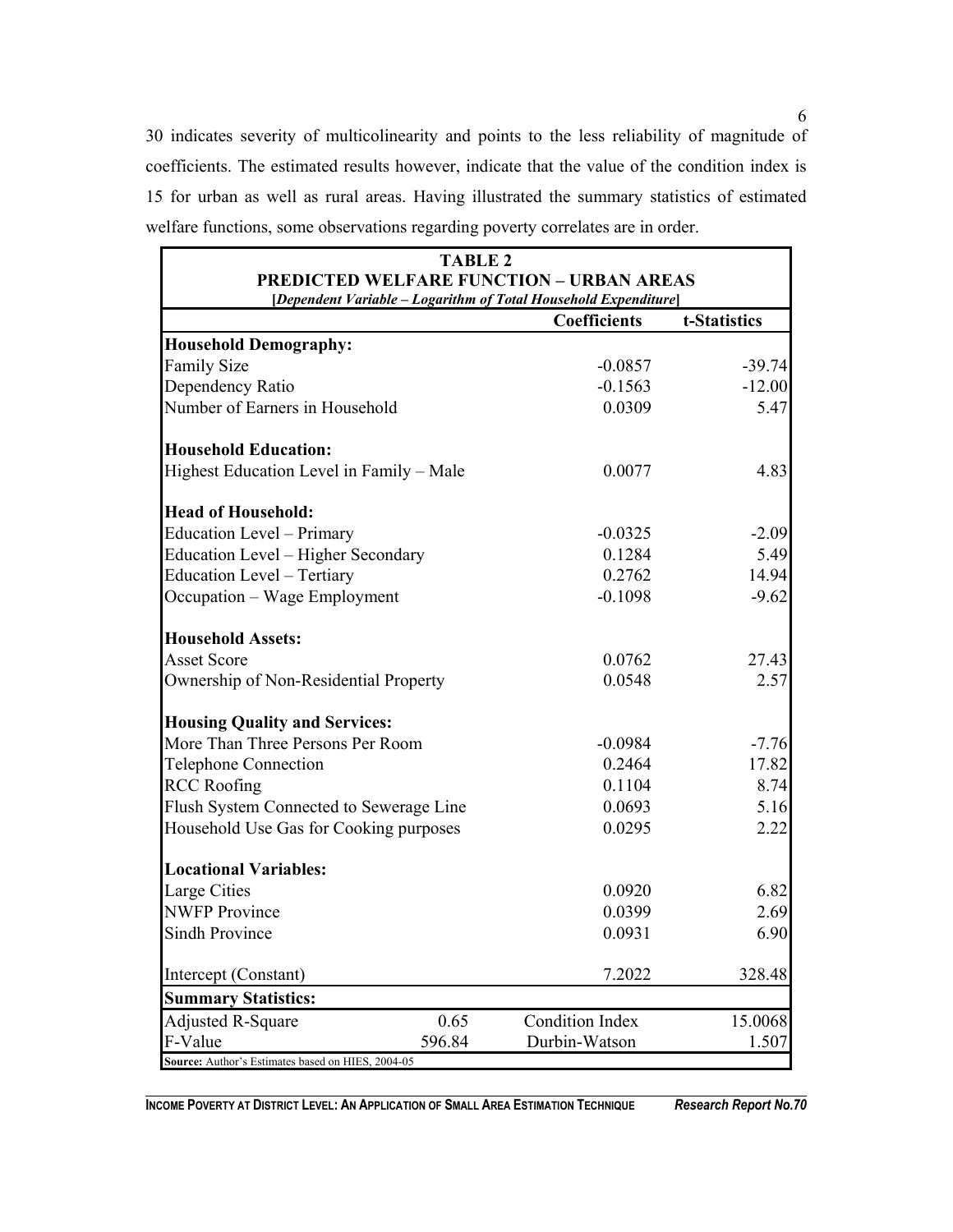30 indicates severity of multicolinearity and points to the less reliability of magnitude of coefficients. The estimated results however, indicate that the value of the condition index is 15 for urban as well as rural areas. Having illustrated the summary statistics of estimated welfare functions, some observations regarding poverty correlates are in order.

**TABLE 2**
**PREDICTED WELFARE FUNCTION – URBAN AREAS**
**[*Dependent Variable – Logarithm of Total Household Expenditure*]**

| | | Coefficients | t-Statistics |
|---|---|---|---|
| **Household Demography:** | | | |
| Family Size | | -0.0857 | -39.74 |
| Dependency Ratio | | -0.1563 | -12.00 |
| Number of Earners in Household | | 0.0309 | 5.47 |
| **Household Education:** | | | |
| Highest Education Level in Family – Male | | 0.0077 | 4.83 |
| **Head of Household:** | | | |
| Education Level – Primary | | -0.0325 | -2.09 |
| Education Level – Higher Secondary | | 0.1284 | 5.49 |
| Education Level – Tertiary | | 0.2762 | 14.94 |
| Occupation – Wage Employment | | -0.1098 | -9.62 |
| **Household Assets:** | | | |
| Asset Score | | 0.0762 | 27.43 |
| Ownership of Non-Residential Property | | 0.0548 | 2.57 |
| **Housing Quality and Services:** | | | |
| More Than Three Persons Per Room | | -0.0984 | -7.76 |
| Telephone Connection | | 0.2464 | 17.82 |
| RCC Roofing | | 0.1104 | 8.74 |
| Flush System Connected to Sewerage Line | | 0.0693 | 5.16 |
| Household Use Gas for Cooking purposes | | 0.0295 | 2.22 |
| **Locational Variables:** | | | |
| Large Cities | | 0.0920 | 6.82 |
| NWFP Province | | 0.0399 | 2.69 |
| Sindh Province | | 0.0931 | 6.90 |
| Intercept (Constant) | | 7.2022 | 328.48 |
| **Summary Statistics:** | | | |
| Adjusted R-Square | 0.65 | Condition Index | 15.0068 |
| F-Value | 596.84 | Durbin-Watson | 1.507 |

**Source:** Author's Estimates based on HIES, 2004-05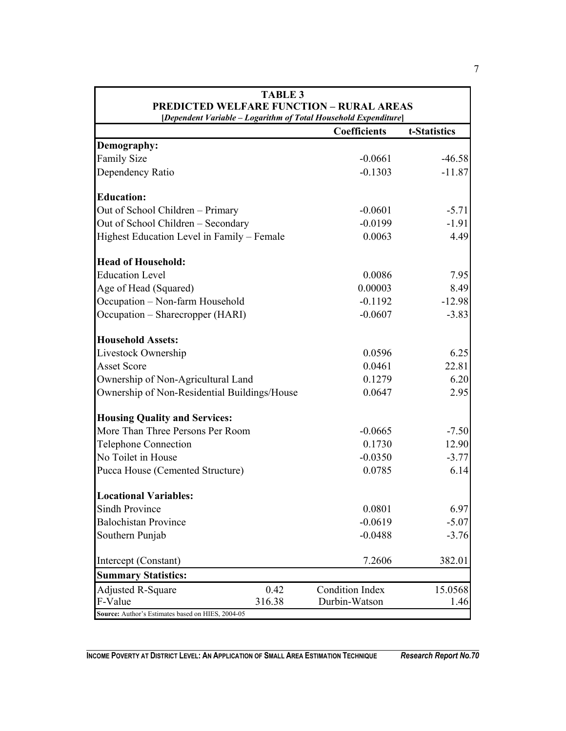**TABLE 3**
**PREDICTED WELFARE FUNCTION – RURAL AREAS**
***[Dependent Variable – Logarithm of Total Household Expenditure]***

| | Coefficients | t-Statistics |
|---|---|---|
| **Demography:** | | |
| Family Size | -0.0661 | -46.58 |
| Dependency Ratio | -0.1303 | -11.87 |
| **Education:** | | |
| Out of School Children – Primary | -0.0601 | -5.71 |
| Out of School Children – Secondary | -0.0199 | -1.91 |
| Highest Education Level in Family – Female | 0.0063 | 4.49 |
| **Head of Household:** | | |
| Education Level | 0.0086 | 7.95 |
| Age of Head (Squared) | 0.00003 | 8.49 |
| Occupation – Non-farm Household | -0.1192 | -12.98 |
| Occupation – Sharecropper (HARI) | -0.0607 | -3.83 |
| **Household Assets:** | | |
| Livestock Ownership | 0.0596 | 6.25 |
| Asset Score | 0.0461 | 22.81 |
| Ownership of Non-Agricultural Land | 0.1279 | 6.20 |
| Ownership of Non-Residential Buildings/House | 0.0647 | 2.95 |
| **Housing Quality and Services:** | | |
| More Than Three Persons Per Room | -0.0665 | -7.50 |
| Telephone Connection | 0.1730 | 12.90 |
| No Toilet in House | -0.0350 | -3.77 |
| Pucca House (Cemented Structure) | 0.0785 | 6.14 |
| **Locational Variables:** | | |
| Sindh Province | 0.0801 | 6.97 |
| Balochistan Province | -0.0619 | -5.07 |
| Southern Punjab | -0.0488 | -3.76 |
| Intercept (Constant) | 7.2606 | 382.01 |
| **Summary Statistics:** | | |
| Adjusted R-Square 0.42 | Condition Index | 15.0568 |
| F-Value 316.38 | Durbin-Watson | 1.46 |

**Source:** Author's Estimates based on HIES, 2004-05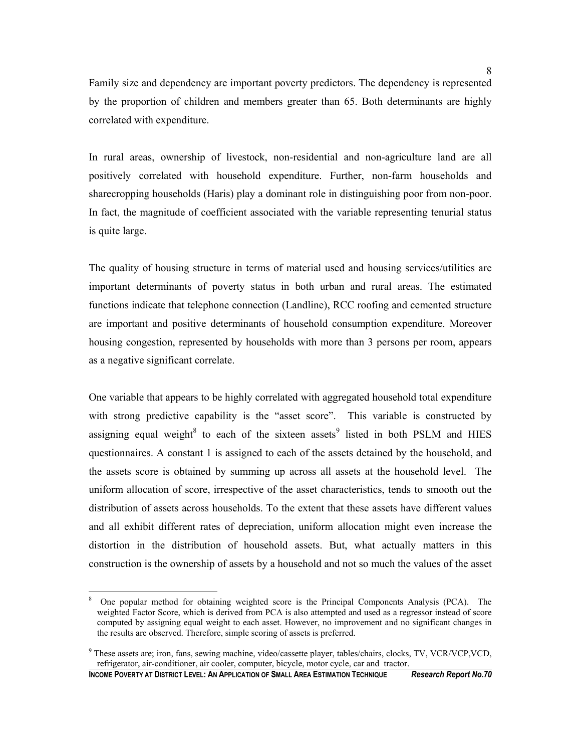Family size and dependency are important poverty predictors. The dependency is represented by the proportion of children and members greater than 65. Both determinants are highly correlated with expenditure.

In rural areas, ownership of livestock, non-residential and non-agriculture land are all positively correlated with household expenditure. Further, non-farm households and sharecropping households (Haris) play a dominant role in distinguishing poor from non-poor. In fact, the magnitude of coefficient associated with the variable representing tenurial status is quite large.

The quality of housing structure in terms of material used and housing services/utilities are important determinants of poverty status in both urban and rural areas. The estimated functions indicate that telephone connection (Landline), RCC roofing and cemented structure are important and positive determinants of household consumption expenditure. Moreover housing congestion, represented by households with more than 3 persons per room, appears as a negative significant correlate.

One variable that appears to be highly correlated with aggregated household total expenditure with strong predictive capability is the "asset score". This variable is constructed by assigning equal weight[8] to each of the sixteen assets[9] listed in both PSLM and HIES questionnaires. A constant 1 is assigned to each of the assets detained by the household, and the assets score is obtained by summing up across all assets at the household level. The uniform allocation of score, irrespective of the asset characteristics, tends to smooth out the distribution of assets across households. To the extent that these assets have different values and all exhibit different rates of depreciation, uniform allocation might even increase the distortion in the distribution of household assets. But, what actually matters in this construction is the ownership of assets by a household and not so much the values of the asset

---

[8] One popular method for obtaining weighted score is the Principal Components Analysis (PCA). The weighted Factor Score, which is derived from PCA is also attempted and used as a regressor instead of score computed by assigning equal weight to each asset. However, no improvement and no significant changes in the results are observed. Therefore, simple scoring of assets is preferred.

[9] These assets are; iron, fans, sewing machine, video/cassette player, tables/chairs, clocks, TV, VCR/VCP,VCD, refrigerator, air-conditioner, air cooler, computer, bicycle, motor cycle, car and tractor.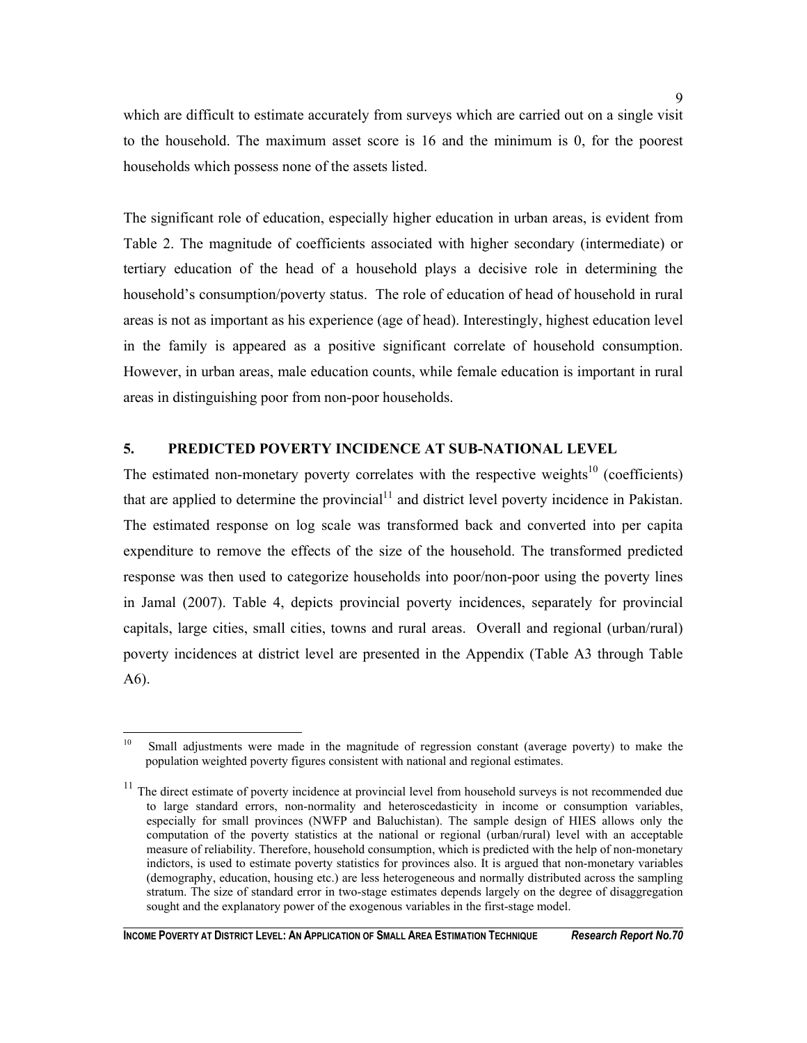which are difficult to estimate accurately from surveys which are carried out on a single visit to the household. The maximum asset score is 16 and the minimum is 0, for the poorest households which possess none of the assets listed.

The significant role of education, especially higher education in urban areas, is evident from Table 2. The magnitude of coefficients associated with higher secondary (intermediate) or tertiary education of the head of a household plays a decisive role in determining the household's consumption/poverty status. The role of education of head of household in rural areas is not as important as his experience (age of head). Interestingly, highest education level in the family is appeared as a positive significant correlate of household consumption. However, in urban areas, male education counts, while female education is important in rural areas in distinguishing poor from non-poor households.

## 5. PREDICTED POVERTY INCIDENCE AT SUB-NATIONAL LEVEL

The estimated non-monetary poverty correlates with the respective weights[10] (coefficients) that are applied to determine the provincial[11] and district level poverty incidence in Pakistan. The estimated response on log scale was transformed back and converted into per capita expenditure to remove the effects of the size of the household. The transformed predicted response was then used to categorize households into poor/non-poor using the poverty lines in Jamal (2007). Table 4, depicts provincial poverty incidences, separately for provincial capitals, large cities, small cities, towns and rural areas. Overall and regional (urban/rural) poverty incidences at district level are presented in the Appendix (Table A3 through Table A6).

---

[10] Small adjustments were made in the magnitude of regression constant (average poverty) to make the population weighted poverty figures consistent with national and regional estimates.

[11] The direct estimate of poverty incidence at provincial level from household surveys is not recommended due to large standard errors, non-normality and heteroscedasticity in income or consumption variables, especially for small provinces (NWFP and Baluchistan). The sample design of HIES allows only the computation of the poverty statistics at the national or regional (urban/rural) level with an acceptable measure of reliability. Therefore, household consumption, which is predicted with the help of non-monetary indictors, is used to estimate poverty statistics for provinces also. It is argued that non-monetary variables (demography, education, housing etc.) are less heterogeneous and normally distributed across the sampling stratum. The size of standard error in two-stage estimates depends largely on the degree of disaggregation sought and the explanatory power of the exogenous variables in the first-stage model.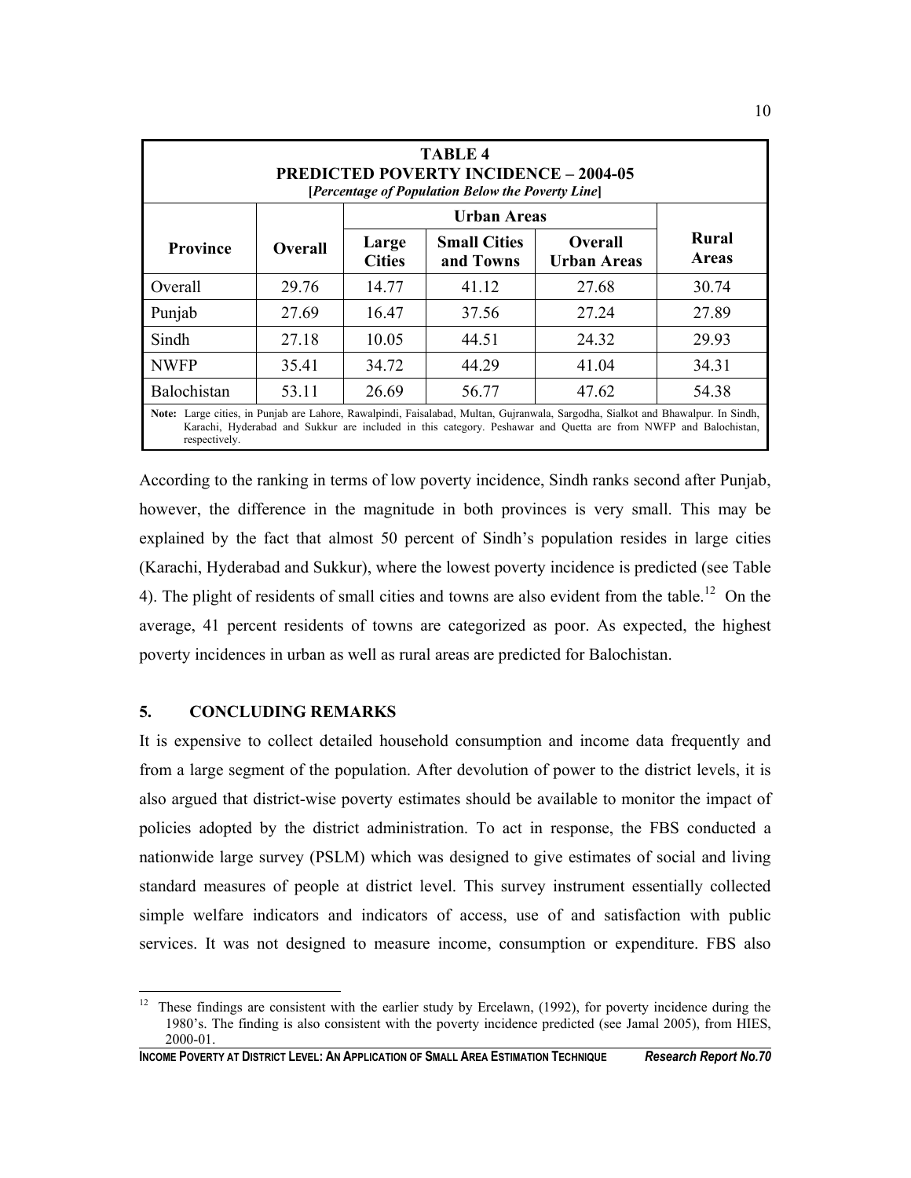**TABLE 4**
**PREDICTED POVERTY INCIDENCE – 2004-05**
**[*Percentage of Population Below the Poverty Line*]**

| Province | Overall | Urban Areas | | | Rural Areas |
|---|---|---|---|---|---|
| | | Large Cities | Small Cities and Towns | Overall Urban Areas | |
| Overall | 29.76 | 14.77 | 41.12 | 27.68 | 30.74 |
| Punjab | 27.69 | 16.47 | 37.56 | 27.24 | 27.89 |
| Sindh | 27.18 | 10.05 | 44.51 | 24.32 | 29.93 |
| NWFP | 35.41 | 34.72 | 44.29 | 41.04 | 34.31 |
| Balochistan | 53.11 | 26.69 | 56.77 | 47.62 | 54.38 |

**Note:** Large cities, in Punjab are Lahore, Rawalpindi, Faisalabad, Multan, Gujranwala, Sargodha, Sialkot and Bhawalpur. In Sindh, Karachi, Hyderabad and Sukkur are included in this category. Peshawar and Quetta are from NWFP and Balochistan, respectively.

According to the ranking in terms of low poverty incidence, Sindh ranks second after Punjab, however, the difference in the magnitude in both provinces is very small. This may be explained by the fact that almost 50 percent of Sindh's population resides in large cities (Karachi, Hyderabad and Sukkur), where the lowest poverty incidence is predicted (see Table 4). The plight of residents of small cities and towns are also evident from the table.[12] On the average, 41 percent residents of towns are categorized as poor. As expected, the highest poverty incidences in urban as well as rural areas are predicted for Balochistan.

## 5. CONCLUDING REMARKS

It is expensive to collect detailed household consumption and income data frequently and from a large segment of the population. After devolution of power to the district levels, it is also argued that district-wise poverty estimates should be available to monitor the impact of policies adopted by the district administration. To act in response, the FBS conducted a nationwide large survey (PSLM) which was designed to give estimates of social and living standard measures of people at district level. This survey instrument essentially collected simple welfare indicators and indicators of access, use of and satisfaction with public services. It was not designed to measure income, consumption or expenditure. FBS also

---

[12] These findings are consistent with the earlier study by Ercelawn, (1992), for poverty incidence during the 1980's. The finding is also consistent with the poverty incidence predicted (see Jamal 2005), from HIES, 2000-01.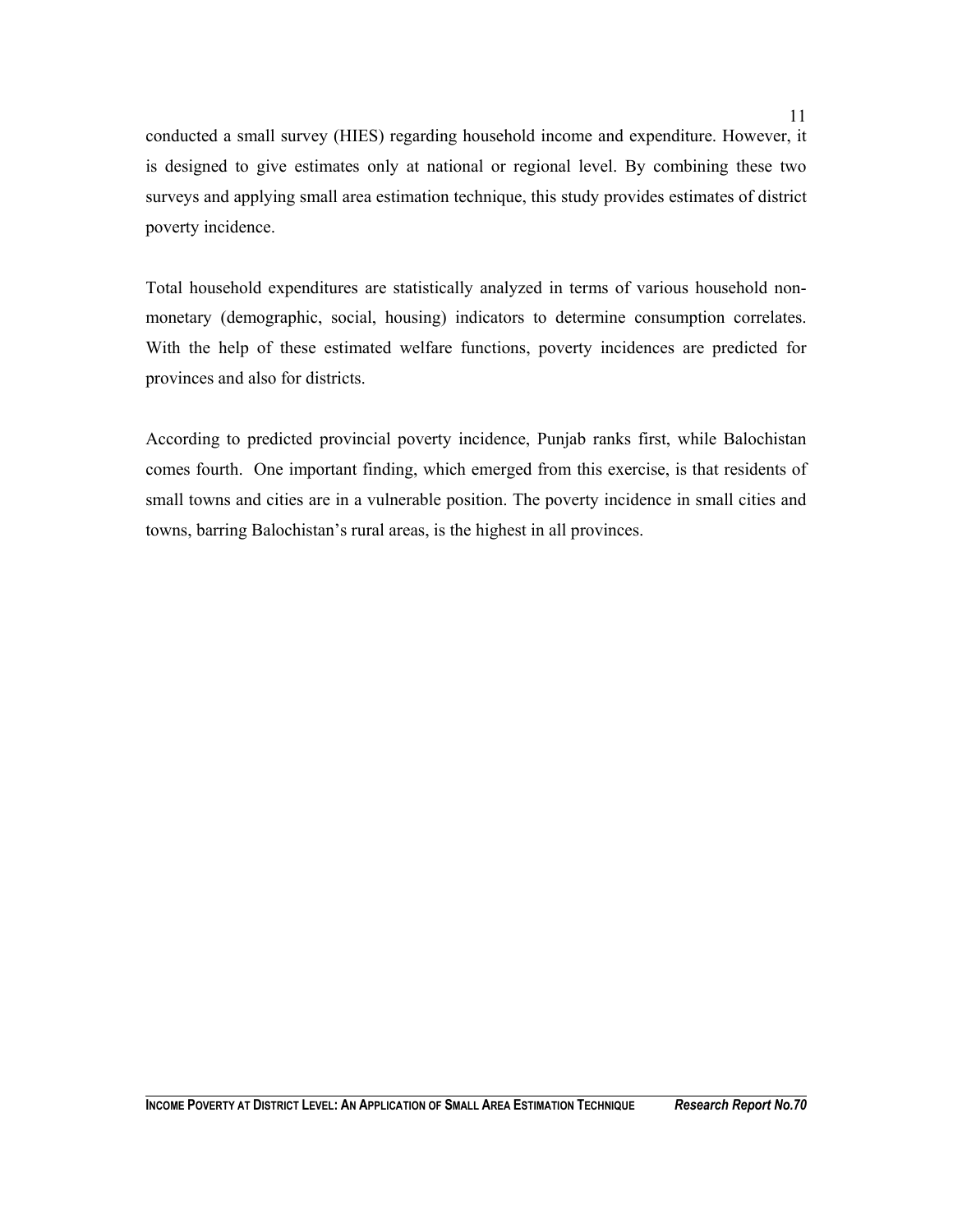conducted a small survey (HIES) regarding household income and expenditure. However, it is designed to give estimates only at national or regional level. By combining these two surveys and applying small area estimation technique, this study provides estimates of district poverty incidence.

Total household expenditures are statistically analyzed in terms of various household non-monetary (demographic, social, housing) indicators to determine consumption correlates. With the help of these estimated welfare functions, poverty incidences are predicted for provinces and also for districts.

According to predicted provincial poverty incidence, Punjab ranks first, while Balochistan comes fourth. One important finding, which emerged from this exercise, is that residents of small towns and cities are in a vulnerable position. The poverty incidence in small cities and towns, barring Balochistan's rural areas, is the highest in all provinces.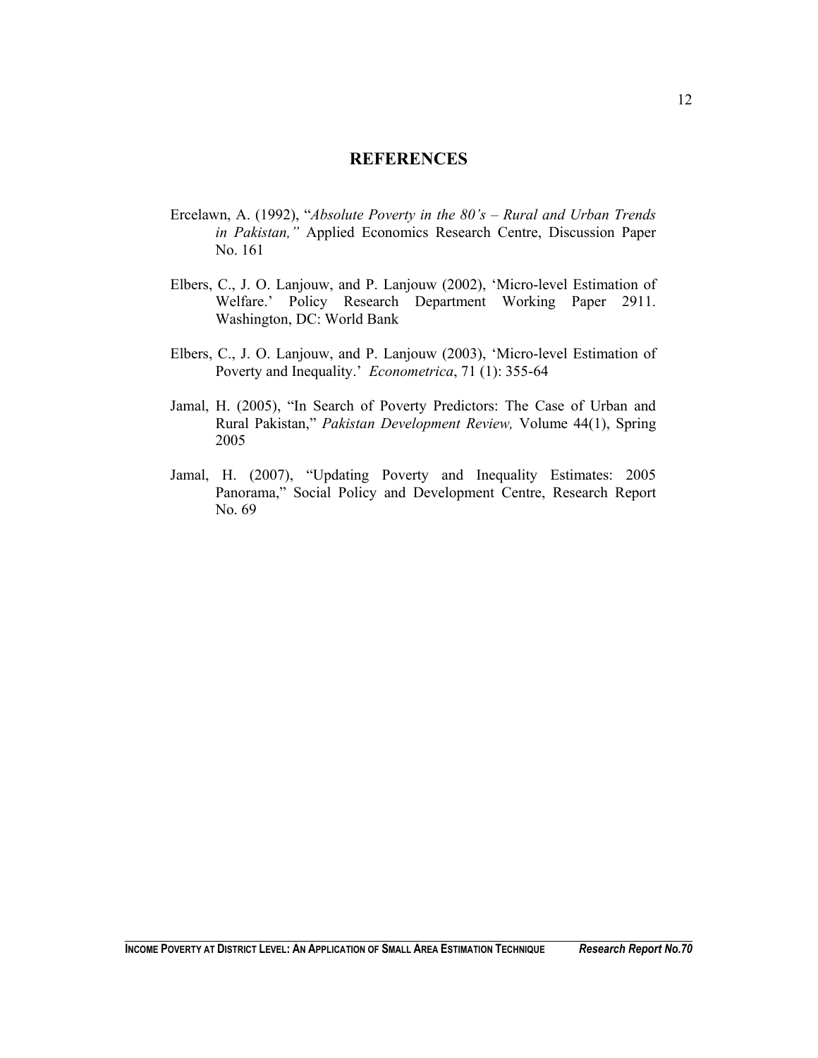## REFERENCES

Ercelawn, A. (1992), "*Absolute Poverty in the 80's – Rural and Urban Trends in Pakistan,"* Applied Economics Research Centre, Discussion Paper No. 161

Elbers, C., J. O. Lanjouw, and P. Lanjouw (2002), 'Micro-level Estimation of Welfare.' Policy Research Department Working Paper 2911. Washington, DC: World Bank

Elbers, C., J. O. Lanjouw, and P. Lanjouw (2003), 'Micro-level Estimation of Poverty and Inequality.' *Econometrica*, 71 (1): 355-64

Jamal, H. (2005), "In Search of Poverty Predictors: The Case of Urban and Rural Pakistan," *Pakistan Development Review,* Volume 44(1), Spring 2005

Jamal, H. (2007), "Updating Poverty and Inequality Estimates: 2005 Panorama," Social Policy and Development Centre, Research Report No. 69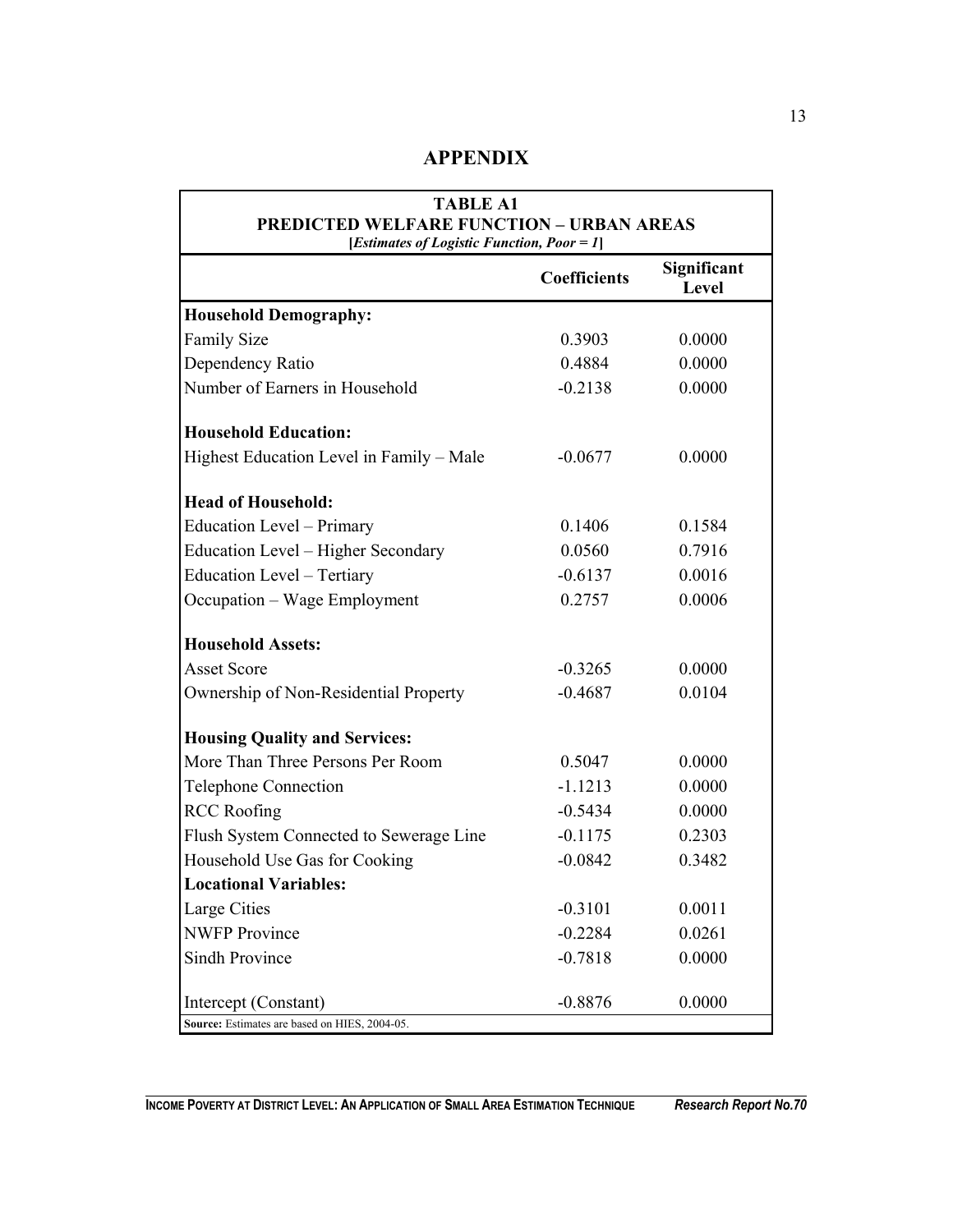## APPENDIX

**TABLE A1**
**PREDICTED WELFARE FUNCTION – URBAN AREAS**
**[*Estimates of Logistic Function, Poor = 1*]**

| | Coefficients | Significant Level |
|---|---|---|
| **Household Demography:** | | |
| Family Size | 0.3903 | 0.0000 |
| Dependency Ratio | 0.4884 | 0.0000 |
| Number of Earners in Household | -0.2138 | 0.0000 |
| **Household Education:** | | |
| Highest Education Level in Family – Male | -0.0677 | 0.0000 |
| **Head of Household:** | | |
| Education Level – Primary | 0.1406 | 0.1584 |
| Education Level – Higher Secondary | 0.0560 | 0.7916 |
| Education Level – Tertiary | -0.6137 | 0.0016 |
| Occupation – Wage Employment | 0.2757 | 0.0006 |
| **Household Assets:** | | |
| Asset Score | -0.3265 | 0.0000 |
| Ownership of Non-Residential Property | -0.4687 | 0.0104 |
| **Housing Quality and Services:** | | |
| More Than Three Persons Per Room | 0.5047 | 0.0000 |
| Telephone Connection | -1.1213 | 0.0000 |
| RCC Roofing | -0.5434 | 0.0000 |
| Flush System Connected to Sewerage Line | -0.1175 | 0.2303 |
| Household Use Gas for Cooking | -0.0842 | 0.3482 |
| **Locational Variables:** | | |
| Large Cities | -0.3101 | 0.0011 |
| NWFP Province | -0.2284 | 0.0261 |
| Sindh Province | -0.7818 | 0.0000 |
| Intercept (Constant) | -0.8876 | 0.0000 |

**Source:** Estimates are based on HIES, 2004-05.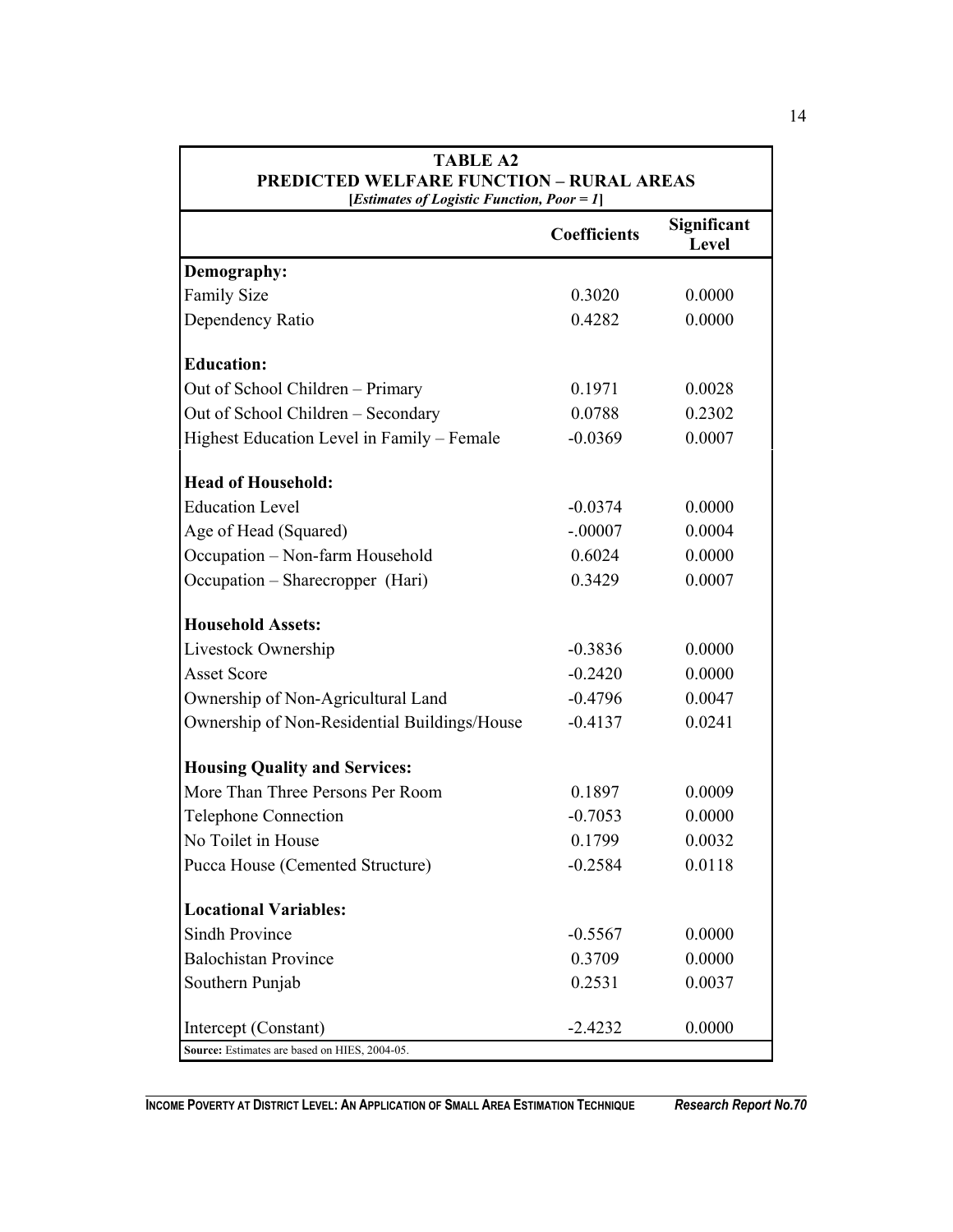**TABLE A2**
**PREDICTED WELFARE FUNCTION – RURAL AREAS**
**[*Estimates of Logistic Function, Poor = 1*]**

| | Coefficients | Significant Level |
|---|---|---|
| **Demography:** | | |
| Family Size | 0.3020 | 0.0000 |
| Dependency Ratio | 0.4282 | 0.0000 |
| **Education:** | | |
| Out of School Children – Primary | 0.1971 | 0.0028 |
| Out of School Children – Secondary | 0.0788 | 0.2302 |
| Highest Education Level in Family – Female | -0.0369 | 0.0007 |
| **Head of Household:** | | |
| Education Level | -0.0374 | 0.0000 |
| Age of Head (Squared) | -.00007 | 0.0004 |
| Occupation – Non-farm Household | 0.6024 | 0.0000 |
| Occupation – Sharecropper (Hari) | 0.3429 | 0.0007 |
| **Household Assets:** | | |
| Livestock Ownership | -0.3836 | 0.0000 |
| Asset Score | -0.2420 | 0.0000 |
| Ownership of Non-Agricultural Land | -0.4796 | 0.0047 |
| Ownership of Non-Residential Buildings/House | -0.4137 | 0.0241 |
| **Housing Quality and Services:** | | |
| More Than Three Persons Per Room | 0.1897 | 0.0009 |
| Telephone Connection | -0.7053 | 0.0000 |
| No Toilet in House | 0.1799 | 0.0032 |
| Pucca House (Cemented Structure) | -0.2584 | 0.0118 |
| **Locational Variables:** | | |
| Sindh Province | -0.5567 | 0.0000 |
| Balochistan Province | 0.3709 | 0.0000 |
| Southern Punjab | 0.2531 | 0.0037 |
| Intercept (Constant) | -2.4232 | 0.0000 |

**Source:** Estimates are based on HIES, 2004-05.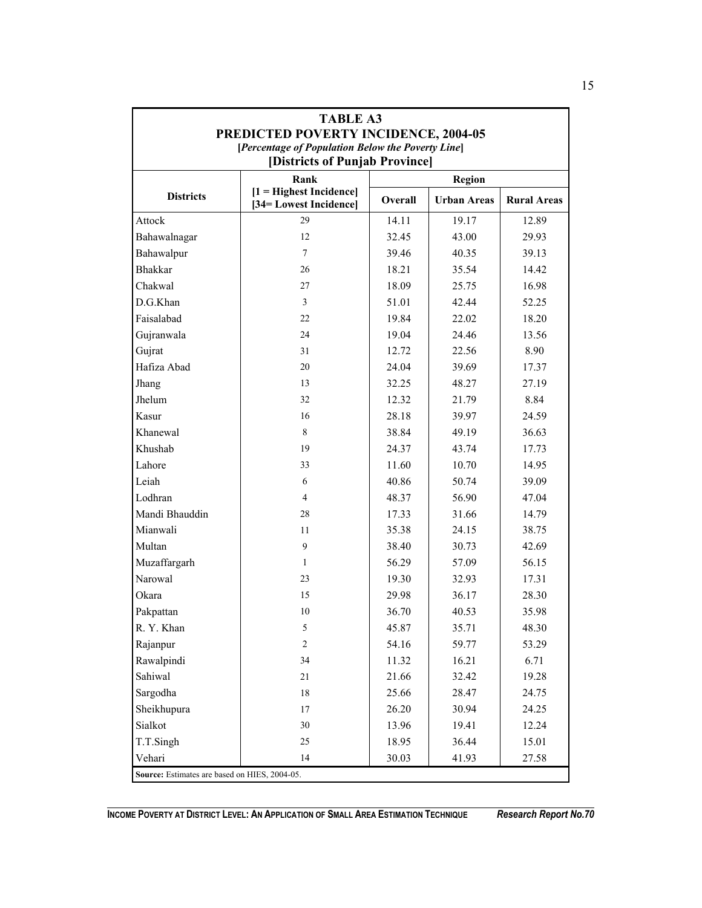## TABLE A3

## PREDICTED POVERTY INCIDENCE, 2004-05

**[*Percentage of Population Below the Poverty Line*]**

**[Districts of Punjab Province]**

| Districts | Rank [1 = Highest Incidence] [34= Lowest Incidence] | Region | | |
|---|---|---|---|---|
| | | Overall | Urban Areas | Rural Areas |
| Attock | 29 | 14.11 | 19.17 | 12.89 |
| Bahawalnagar | 12 | 32.45 | 43.00 | 29.93 |
| Bahawalpur | 7 | 39.46 | 40.35 | 39.13 |
| Bhakkar | 26 | 18.21 | 35.54 | 14.42 |
| Chakwal | 27 | 18.09 | 25.75 | 16.98 |
| D.G.Khan | 3 | 51.01 | 42.44 | 52.25 |
| Faisalabad | 22 | 19.84 | 22.02 | 18.20 |
| Gujranwala | 24 | 19.04 | 24.46 | 13.56 |
| Gujrat | 31 | 12.72 | 22.56 | 8.90 |
| Hafiza Abad | 20 | 24.04 | 39.69 | 17.37 |
| Jhang | 13 | 32.25 | 48.27 | 27.19 |
| Jhelum | 32 | 12.32 | 21.79 | 8.84 |
| Kasur | 16 | 28.18 | 39.97 | 24.59 |
| Khanewal | 8 | 38.84 | 49.19 | 36.63 |
| Khushab | 19 | 24.37 | 43.74 | 17.73 |
| Lahore | 33 | 11.60 | 10.70 | 14.95 |
| Leiah | 6 | 40.86 | 50.74 | 39.09 |
| Lodhran | 4 | 48.37 | 56.90 | 47.04 |
| Mandi Bhauddin | 28 | 17.33 | 31.66 | 14.79 |
| Mianwali | 11 | 35.38 | 24.15 | 38.75 |
| Multan | 9 | 38.40 | 30.73 | 42.69 |
| Muzaffargarh | 1 | 56.29 | 57.09 | 56.15 |
| Narowal | 23 | 19.30 | 32.93 | 17.31 |
| Okara | 15 | 29.98 | 36.17 | 28.30 |
| Pakpattan | 10 | 36.70 | 40.53 | 35.98 |
| R. Y. Khan | 5 | 45.87 | 35.71 | 48.30 |
| Rajanpur | 2 | 54.16 | 59.77 | 53.29 |
| Rawalpindi | 34 | 11.32 | 16.21 | 6.71 |
| Sahiwal | 21 | 21.66 | 32.42 | 19.28 |
| Sargodha | 18 | 25.66 | 28.47 | 24.75 |
| Sheikhupura | 17 | 26.20 | 30.94 | 24.25 |
| Sialkot | 30 | 13.96 | 19.41 | 12.24 |
| T.T.Singh | 25 | 18.95 | 36.44 | 15.01 |
| Vehari | 14 | 30.03 | 41.93 | 27.58 |

**Source:** Estimates are based on HIES, 2004-05.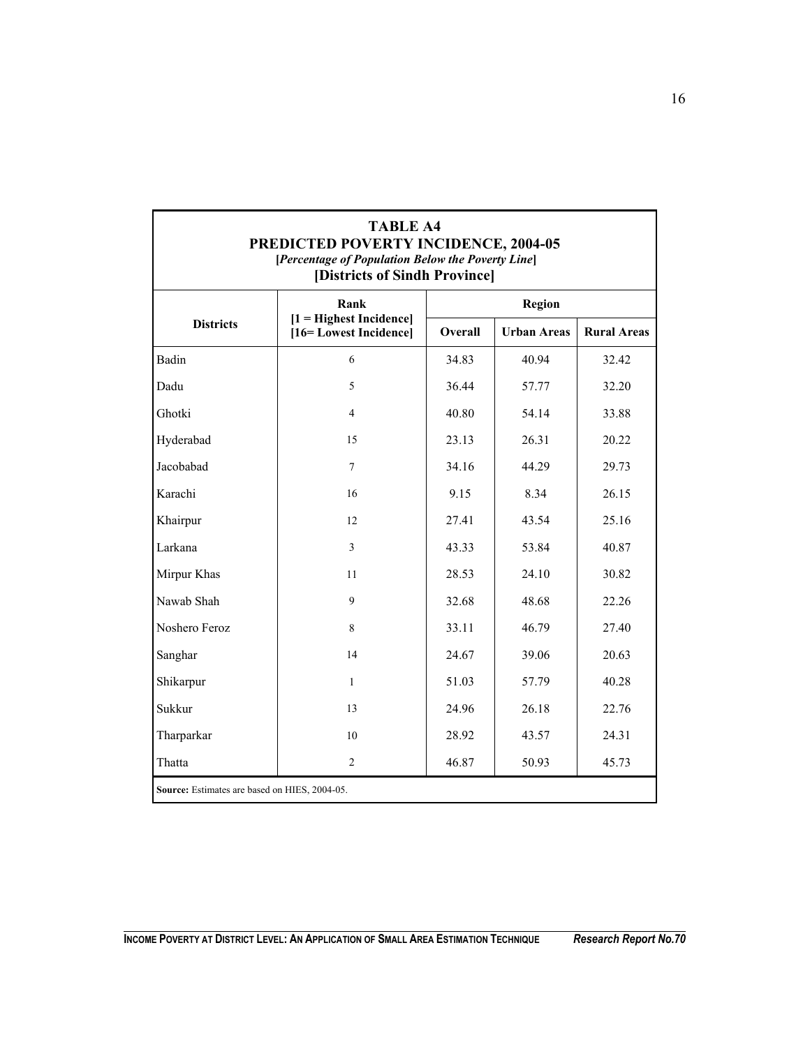**TABLE A4**
**PREDICTED POVERTY INCIDENCE, 2004-05**
**[*Percentage of Population Below the Poverty Line*]**
**[Districts of Sindh Province]**

| Districts | Rank [1 = Highest Incidence] [16= Lowest Incidence] | Region | | |
|---|---|---|---|---|
| | | Overall | Urban Areas | Rural Areas |
| Badin | 6 | 34.83 | 40.94 | 32.42 |
| Dadu | 5 | 36.44 | 57.77 | 32.20 |
| Ghotki | 4 | 40.80 | 54.14 | 33.88 |
| Hyderabad | 15 | 23.13 | 26.31 | 20.22 |
| Jacobabad | 7 | 34.16 | 44.29 | 29.73 |
| Karachi | 16 | 9.15 | 8.34 | 26.15 |
| Khairpur | 12 | 27.41 | 43.54 | 25.16 |
| Larkana | 3 | 43.33 | 53.84 | 40.87 |
| Mirpur Khas | 11 | 28.53 | 24.10 | 30.82 |
| Nawab Shah | 9 | 32.68 | 48.68 | 22.26 |
| Noshero Feroz | 8 | 33.11 | 46.79 | 27.40 |
| Sanghar | 14 | 24.67 | 39.06 | 20.63 |
| Shikarpur | 1 | 51.03 | 57.79 | 40.28 |
| Sukkur | 13 | 24.96 | 26.18 | 22.76 |
| Tharparkar | 10 | 28.92 | 43.57 | 24.31 |
| Thatta | 2 | 46.87 | 50.93 | 45.73 |

**Source:** Estimates are based on HIES, 2004-05.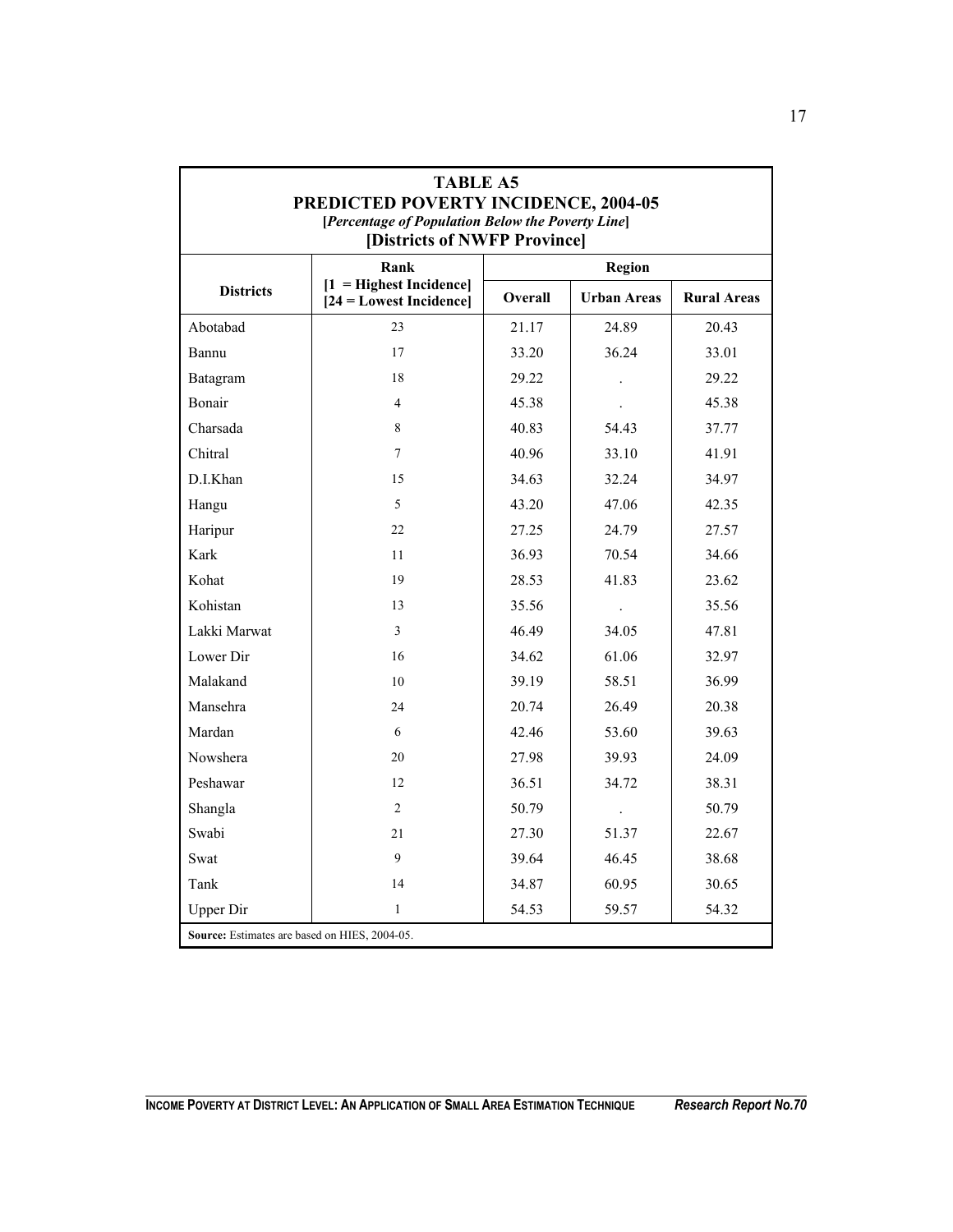## TABLE A5

## PREDICTED POVERTY INCIDENCE, 2004-05

**[*Percentage of Population Below the Poverty Line*]**

**[Districts of NWFP Province]**

| Districts | Rank [1 = Highest Incidence] [24 = Lowest Incidence] | Region | | |
|---|---|---|---|---|
| | | Overall | Urban Areas | Rural Areas |
| Abotabad | 23 | 21.17 | 24.89 | 20.43 |
| Bannu | 17 | 33.20 | 36.24 | 33.01 |
| Batagram | 18 | 29.22 | . | 29.22 |
| Bonair | 4 | 45.38 | . | 45.38 |
| Charsada | 8 | 40.83 | 54.43 | 37.77 |
| Chitral | 7 | 40.96 | 33.10 | 41.91 |
| D.I.Khan | 15 | 34.63 | 32.24 | 34.97 |
| Hangu | 5 | 43.20 | 47.06 | 42.35 |
| Haripur | 22 | 27.25 | 24.79 | 27.57 |
| Kark | 11 | 36.93 | 70.54 | 34.66 |
| Kohat | 19 | 28.53 | 41.83 | 23.62 |
| Kohistan | 13 | 35.56 | . | 35.56 |
| Lakki Marwat | 3 | 46.49 | 34.05 | 47.81 |
| Lower Dir | 16 | 34.62 | 61.06 | 32.97 |
| Malakand | 10 | 39.19 | 58.51 | 36.99 |
| Mansehra | 24 | 20.74 | 26.49 | 20.38 |
| Mardan | 6 | 42.46 | 53.60 | 39.63 |
| Nowshera | 20 | 27.98 | 39.93 | 24.09 |
| Peshawar | 12 | 36.51 | 34.72 | 38.31 |
| Shangla | 2 | 50.79 | . | 50.79 |
| Swabi | 21 | 27.30 | 51.37 | 22.67 |
| Swat | 9 | 39.64 | 46.45 | 38.68 |
| Tank | 14 | 34.87 | 60.95 | 30.65 |
| Upper Dir | 1 | 54.53 | 59.57 | 54.32 |

**Source:** Estimates are based on HIES, 2004-05.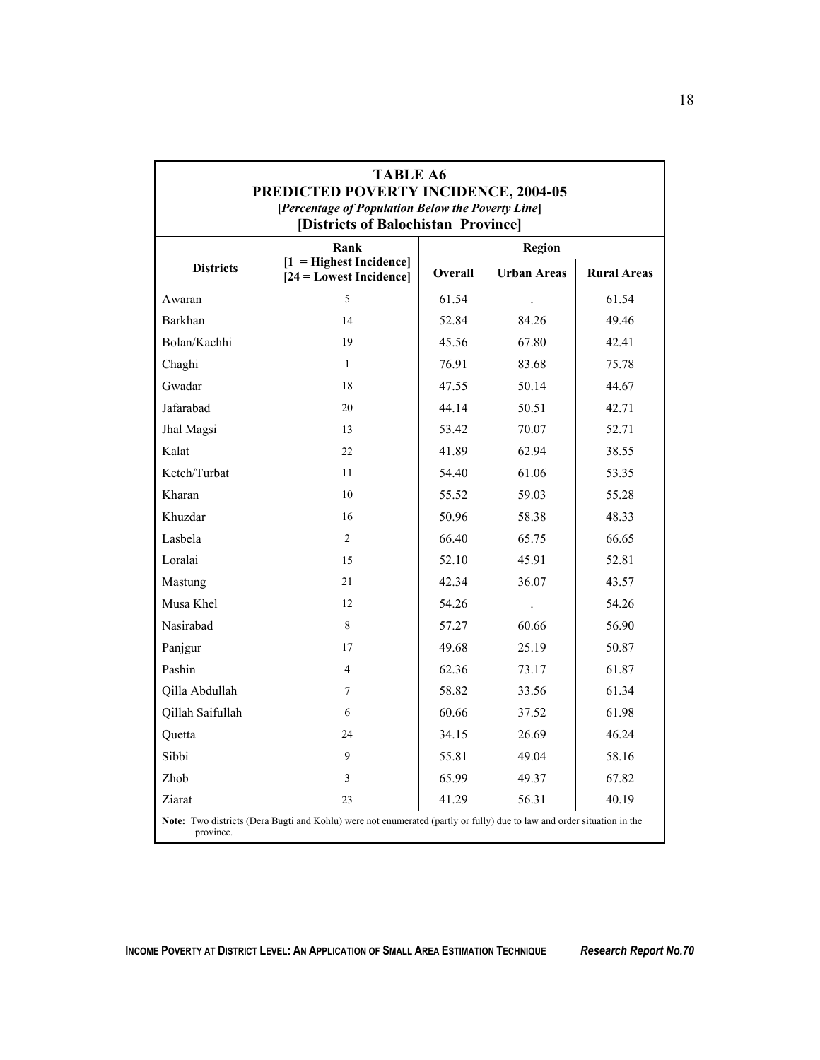**TABLE A6**
**PREDICTED POVERTY INCIDENCE, 2004-05**
**[*Percentage of Population Below the Poverty Line*]**
**[Districts of Balochistan Province]**

| Districts | Rank [1 = Highest Incidence] [24 = Lowest Incidence] | Region | | |
|---|---|---|---|---|
| | | Overall | Urban Areas | Rural Areas |
| Awaran | 5 | 61.54 | . | 61.54 |
| Barkhan | 14 | 52.84 | 84.26 | 49.46 |
| Bolan/Kachhi | 19 | 45.56 | 67.80 | 42.41 |
| Chaghi | 1 | 76.91 | 83.68 | 75.78 |
| Gwadar | 18 | 47.55 | 50.14 | 44.67 |
| Jafarabad | 20 | 44.14 | 50.51 | 42.71 |
| Jhal Magsi | 13 | 53.42 | 70.07 | 52.71 |
| Kalat | 22 | 41.89 | 62.94 | 38.55 |
| Ketch/Turbat | 11 | 54.40 | 61.06 | 53.35 |
| Kharan | 10 | 55.52 | 59.03 | 55.28 |
| Khuzdar | 16 | 50.96 | 58.38 | 48.33 |
| Lasbela | 2 | 66.40 | 65.75 | 66.65 |
| Loralai | 15 | 52.10 | 45.91 | 52.81 |
| Mastung | 21 | 42.34 | 36.07 | 43.57 |
| Musa Khel | 12 | 54.26 | . | 54.26 |
| Nasirabad | 8 | 57.27 | 60.66 | 56.90 |
| Panjgur | 17 | 49.68 | 25.19 | 50.87 |
| Pashin | 4 | 62.36 | 73.17 | 61.87 |
| Qilla Abdullah | 7 | 58.82 | 33.56 | 61.34 |
| Qillah Saifullah | 6 | 60.66 | 37.52 | 61.98 |
| Quetta | 24 | 34.15 | 26.69 | 46.24 |
| Sibbi | 9 | 55.81 | 49.04 | 58.16 |
| Zhob | 3 | 65.99 | 49.37 | 67.82 |
| Ziarat | 23 | 41.29 | 56.31 | 40.19 |

**Note:** Two districts (Dera Bugti and Kohlu) were not enumerated (partly or fully) due to law and order situation in the province.